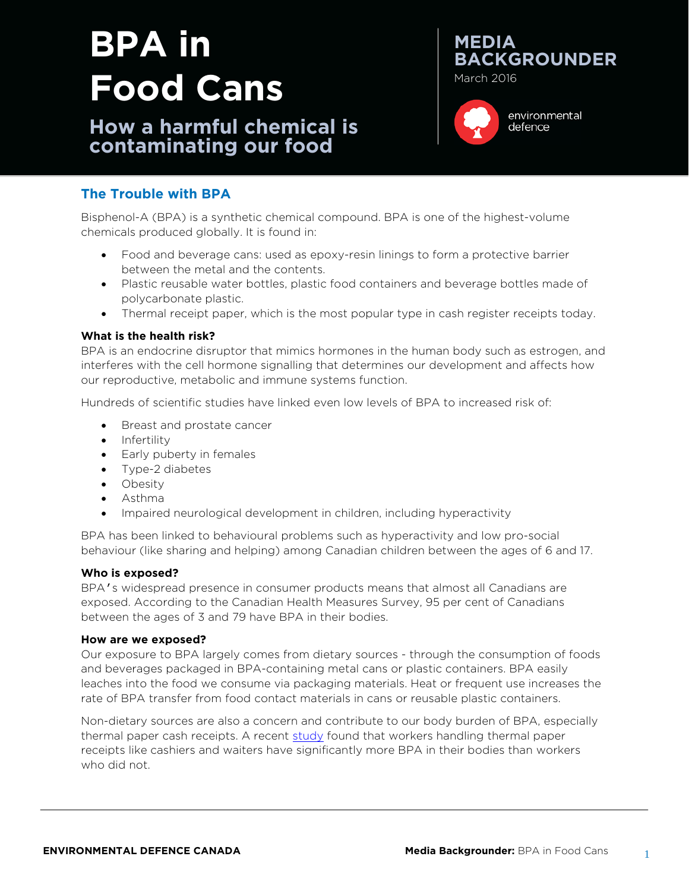# BPA in Food Cans

## How a harmful chemical is contaminating our food

**MEDIA BACKGROUNDER**

March 2016

environmental defence

## The Trouble with BPA

Bisphenol-A (BPA) is a synthetic chemical compound. BPA is one of the highest-volume chemicals produced globally. It is found in:

- Food and beverage cans: used as epoxy-resin linings to form a protective barrier between the metal and the contents.
- Plastic reusable water bottles, plastic food containers and beverage bottles made of polycarbonate plastic.
- Thermal receipt paper, which is the most popular type in cash register receipts today.

### What is the health risk?

BPA is an endocrine disruptor that mimics hormones in the human body such as estrogen, and interferes with the cell hormone signalling that determines our development and affects how our reproductive, metabolic and immune systems function.

Hundreds of scientific studies have linked even low levels of BPA to increased risk of:

- Breast and prostate cancer
- Infertility
- Early puberty in females
- Type-2 diabetes
- Obesity
- Asthma
- Impaired neurological development in children, including hyperactivity

BPA has been linked to behavioural problems such as hyperactivity and low pro-social behaviour (like sharing and helping) among Canadian children between the ages of 6 and 17.

### Who is exposed?

BPA's widespread presence in consumer products means that almost all Canadians are exposed. According to the Canadian Health Measures Survey, 95 per cent of Canadians between the ages of 3 and 79 have BPA in their bodies.

### How are we exposed?

Our exposure to BPA largely comes from dietary sources - through the consumption of foods and beverages packaged in BPA-containing metal cans or plastic containers. BPA easily leaches into the food we consume via packaging materials. Heat or frequent use increases the rate of BPA transfer from food contact materials in cans or reusable plastic containers.

Non-dietary sources are also a concern and contribute to our body burden of BPA, especially thermal paper cash receipts. A recent study found that workers handling thermal paper receipts like cashiers and waiters have significantly more BPA in their bodies than workers who did not.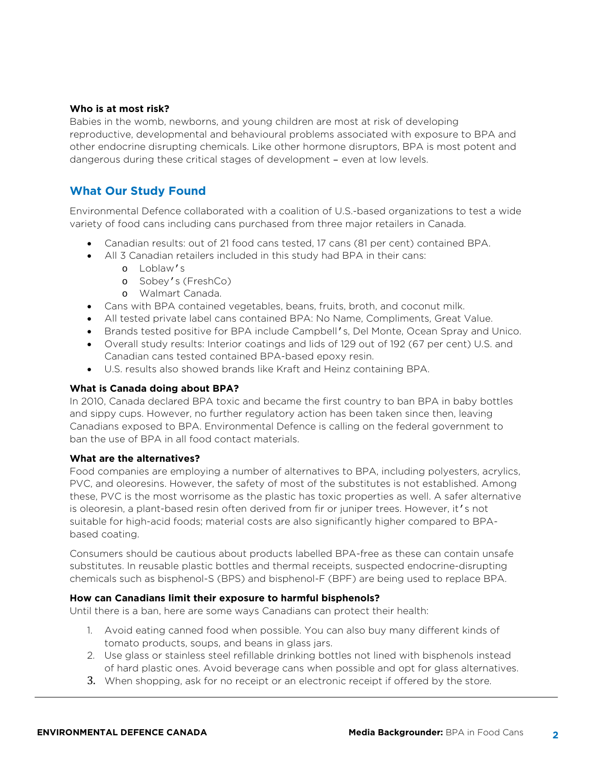**Who is at most risk?**

Babies in the womb, newborns, and young children are most at risk of developing reproductive, developmental and behavioural problems associated with exposure to BPA and other endocrine disrupting chemicals. Like other hormone disruptors, BPA is most potent and dangerous during these critical stages of development – even at low levels.

## What Our Study Found

Environmental Defence collaborated with a coalition of U.S.-based organizations to test a wide variety of food cans including cans purchased from three major retailers in Canada.

- Canadian results: out of 21 food cans tested, 17 cans (81 per cent) contained BPA.
- All 3 Canadian retailers included in this study had BPA in their cans:
  - Loblaw's
  - Sobey's (FreshCo)
  - Walmart Canada.
- Cans with BPA contained vegetables, beans, fruits, broth, and coconut milk.
- All tested private label cans contained BPA: No Name, Compliments, Great Value.
- Brands tested positive for BPA include Campbell's, Del Monte, Ocean Spray and Unico.
- Overall study results: Interior coatings and lids of 129 out of 192 (67 per cent) U.S. and Canadian cans tested contained BPA-based epoxy resin.
- U.S. results also showed brands like Kraft and Heinz containing BPA.

**What is Canada doing about BPA?**

In 2010, Canada declared BPA toxic and became the first country to ban BPA in baby bottles and sippy cups. However, no further regulatory action has been taken since then, leaving Canadians exposed to BPA. Environmental Defence is calling on the federal government to ban the use of BPA in all food contact materials.

**What are the alternatives?**

Food companies are employing a number of alternatives to BPA, including polyesters, acrylics, PVC, and oleoresins. However, the safety of most of the substitutes is not established. Among these, PVC is the most worrisome as the plastic has toxic properties as well. A safer alternative is oleoresin, a plant-based resin often derived from fir or juniper trees. However, it's not suitable for high-acid foods; material costs are also significantly higher compared to BPA-based coating.

Consumers should be cautious about products labelled BPA-free as these can contain unsafe substitutes. In reusable plastic bottles and thermal receipts, suspected endocrine-disrupting chemicals such as bisphenol-S (BPS) and bisphenol-F (BPF) are being used to replace BPA.

**How can Canadians limit their exposure to harmful bisphenols?**

Until there is a ban, here are some ways Canadians can protect their health:

1. Avoid eating canned food when possible. You can also buy many different kinds of tomato products, soups, and beans in glass jars.
2. Use glass or stainless steel refillable drinking bottles not lined with bisphenols instead of hard plastic ones. Avoid beverage cans when possible and opt for glass alternatives.
3. When shopping, ask for no receipt or an electronic receipt if offered by the store.